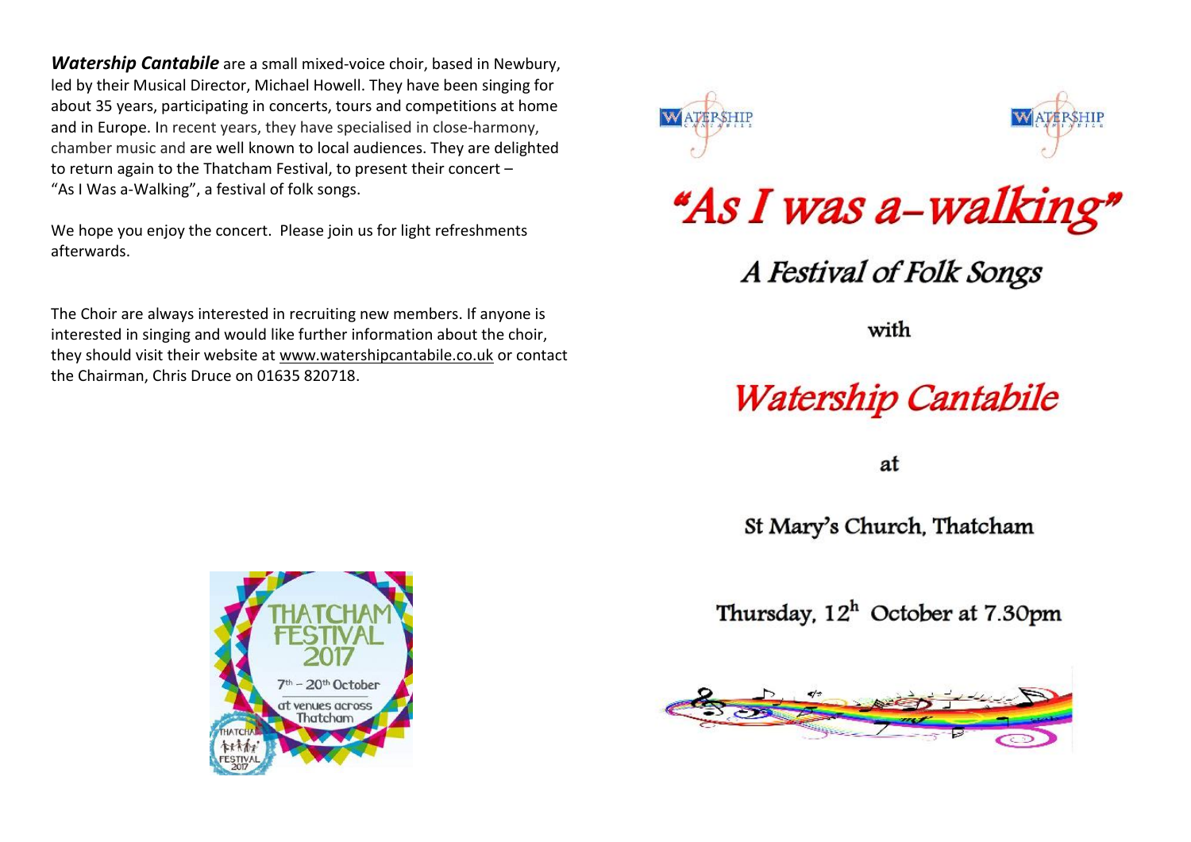***Watership Cantabile*** are a small mixed-voice choir, based in Newbury, led by their Musical Director, Michael Howell. They have been singing for about 35 years, participating in concerts, tours and competitions at home and in Europe. In recent years, they have specialised in close-harmony, chamber music and are well known to local audiences. They are delighted to return again to the Thatcham Festival, to present their concert – "As I Was a-Walking", a festival of folk songs.

We hope you enjoy the concert. Please join us for light refreshments afterwards.

The Choir are always interested in recruiting new members. If anyone is interested in singing and would like further information about the choir, they should visit their website at www.watershipcantabile.co.uk or contact the Chairman, Chris Druce on 01635 820718.

THATCHAM FESTIVAL 2017

7th – 20th October

at venues across Thatcham

# "As I was a-walking"

## A Festival of Folk Songs

with

## Watership Cantabile

at

St Mary's Church, Thatcham

Thursday, 12h October at 7.30pm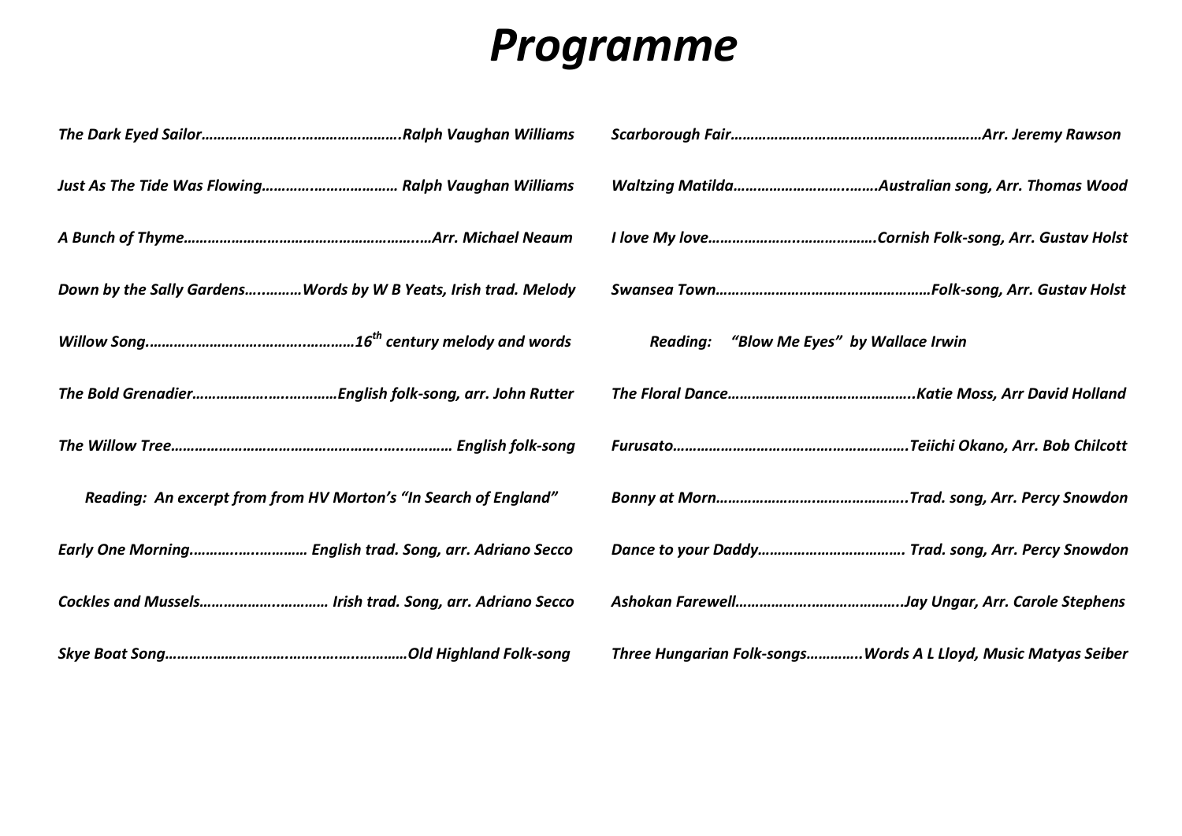# *Programme*

*The Dark Eyed Sailor……………………………………………Ralph Vaughan Williams*

*Just As The Tide Was Flowing…………………………… Ralph Vaughan Williams*

*A Bunch of Thyme………………………………………………..…Arr. Michael Neaum*

*Down by the Sally Gardens….………Words by W B Yeats, Irish trad. Melody*

*Willow Song.……………………….…………..………16th century melody and words*

*The Bold Grenadier……………….….…………English folk-song, arr. John Rutter*

*The Willow Tree……………………………………….…..…………… English folk-song*

*Reading: An excerpt from from HV Morton's "In Search of England"*

*Early One Morning……….….………… English trad. Song, arr. Adriano Secco*

*Cockles and Mussels…………….….……… Irish trad. Song, arr. Adriano Secco*

*Skye Boat Song…………………….………..…...…………Old Highland Folk-song*

*Scarborough Fair………………………………………………………Arr. Jeremy Rawson*

*Waltzing Matilda……………………….………Australian song, Arr. Thomas Wood*

*I love My love……………………..……………Cornish Folk-song, Arr. Gustav Holst*

*Swansea Town…………………………………………Folk-song, Arr. Gustav Holst*

*Reading: "Blow Me Eyes" by Wallace Irwin*

*The Floral Dance………………………………………..Katie Moss, Arr David Holland*

*Furusato………………………………………………….Teiichi Okano, Arr. Bob Chilcott*

*Bonny at Morn…………………….…………………..Trad. song, Arr. Percy Snowdon*

*Dance to your Daddy………………………………. Trad. song, Arr. Percy Snowdon*

*Ashokan Farewell…………………….………………..Jay Ungar, Arr. Carole Stephens*

*Three Hungarian Folk-songs…………..Words A L Lloyd, Music Matyas Seiber*